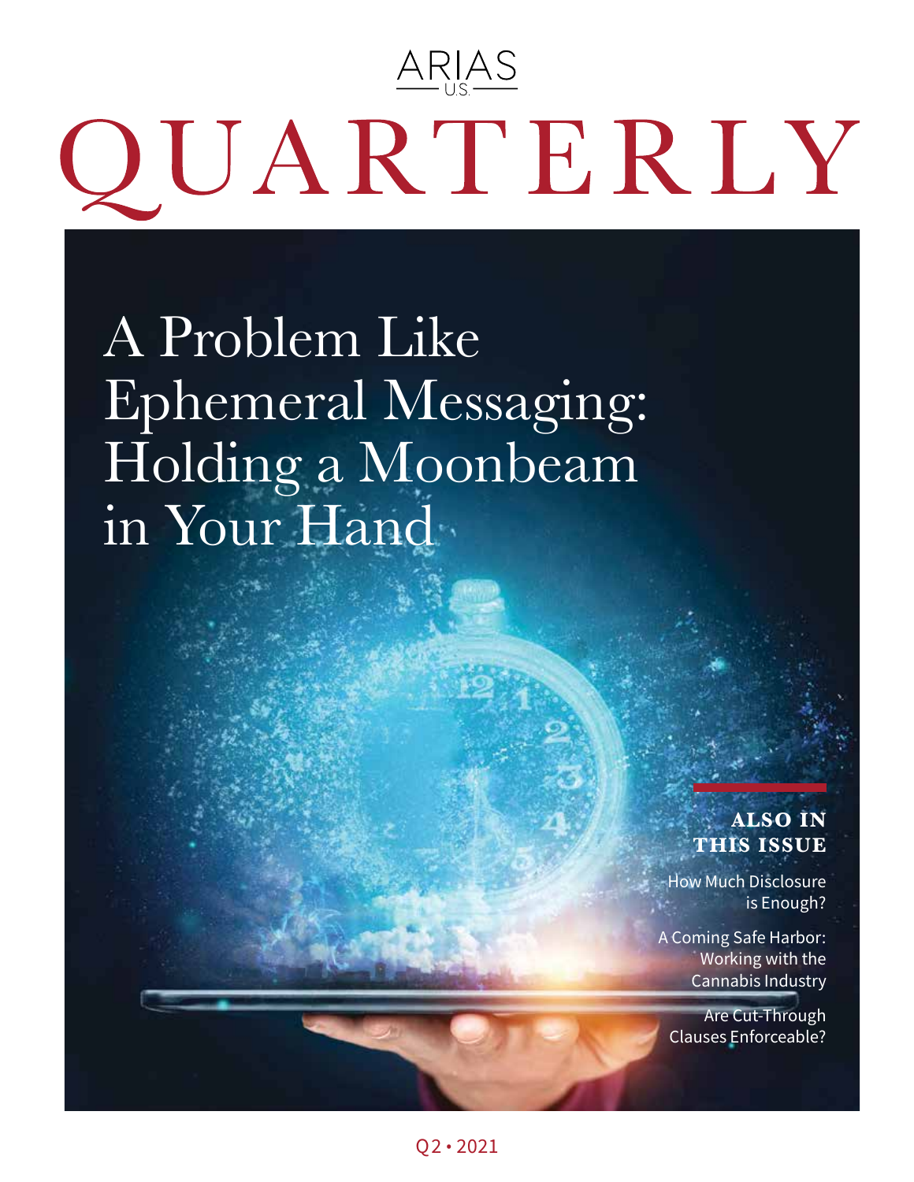ARIAS U.S.

# QUARTERLY

## A Problem Like Ephemeral Messaging: Holding a Moonbeam in Your Hand

### ALSO IN THIS ISSUE

How Much Disclosure is Enough?

A Coming Safe Harbor: Working with the Cannabis Industry

Are Cut-Through Clauses Enforceable?

Q2 • 2021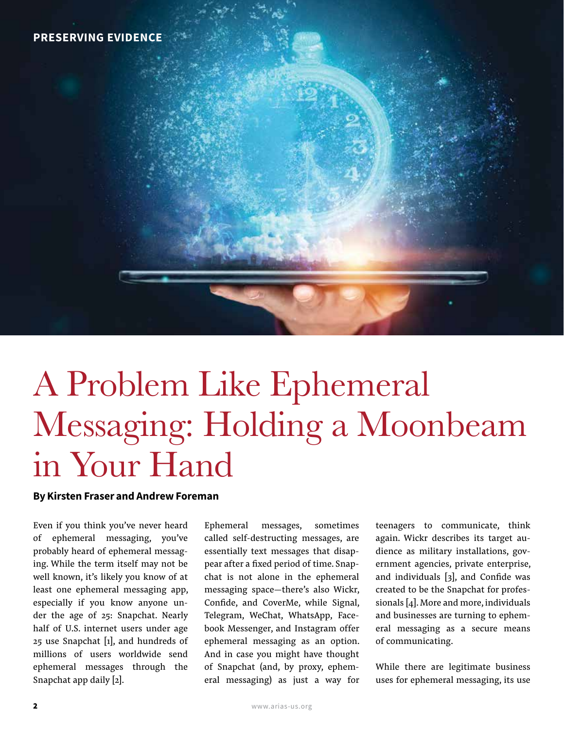PRESERVING EVIDENCE

# A Problem Like Ephemeral Messaging: Holding a Moonbeam in Your Hand

**By Kirsten Fraser and Andrew Foreman**

Even if you think you've never heard of ephemeral messaging, you've probably heard of ephemeral messaging. While the term itself may not be well known, it's likely you know of at least one ephemeral messaging app, especially if you know anyone under the age of 25: Snapchat. Nearly half of U.S. internet users under age 25 use Snapchat [1], and hundreds of millions of users worldwide send ephemeral messages through the Snapchat app daily [2].

Ephemeral messages, sometimes called self-destructing messages, are essentially text messages that disappear after a fixed period of time. Snapchat is not alone in the ephemeral messaging space—there's also Wickr, Confide, and CoverMe, while Signal, Telegram, WeChat, WhatsApp, Facebook Messenger, and Instagram offer ephemeral messaging as an option. And in case you might have thought of Snapchat (and, by proxy, ephemeral messaging) as just a way for teenagers to communicate, think again. Wickr describes its target audience as military installations, government agencies, private enterprise, and individuals [3], and Confide was created to be the Snapchat for professionals [4]. More and more, individuals and businesses are turning to ephemeral messaging as a secure means of communicating.

While there are legitimate business uses for ephemeral messaging, its use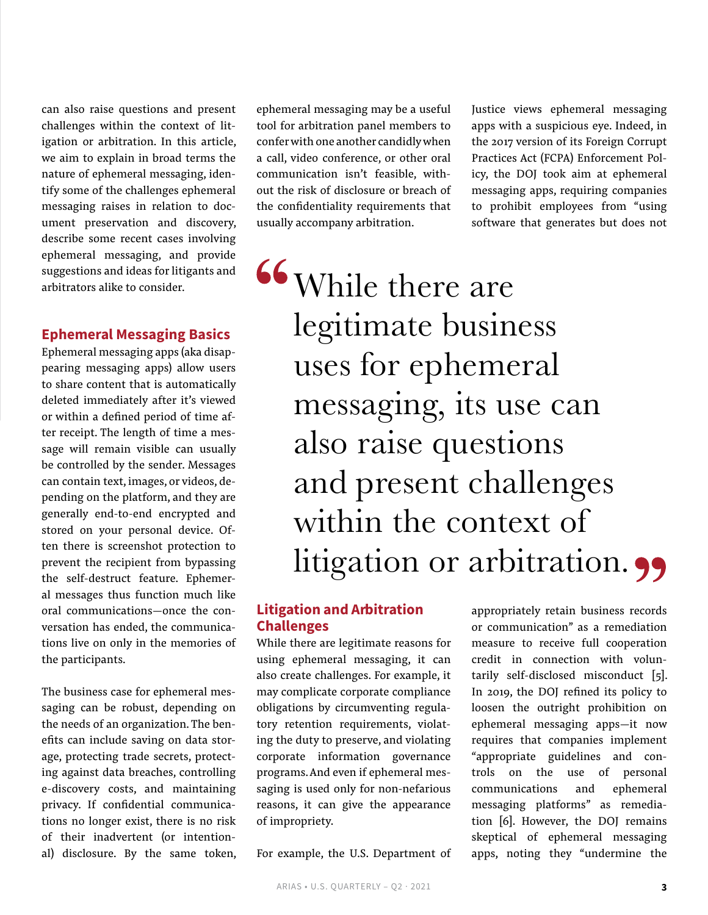can also raise questions and present challenges within the context of litigation or arbitration. In this article, we aim to explain in broad terms the nature of ephemeral messaging, identify some of the challenges ephemeral messaging raises in relation to document preservation and discovery, describe some recent cases involving ephemeral messaging, and provide suggestions and ideas for litigants and arbitrators alike to consider.

## Ephemeral Messaging Basics

Ephemeral messaging apps (aka disappearing messaging apps) allow users to share content that is automatically deleted immediately after it's viewed or within a defined period of time after receipt. The length of time a message will remain visible can usually be controlled by the sender. Messages can contain text, images, or videos, depending on the platform, and they are generally end-to-end encrypted and stored on your personal device. Often there is screenshot protection to prevent the recipient from bypassing the self-destruct feature. Ephemeral messages thus function much like oral communications—once the conversation has ended, the communications live on only in the memories of the participants.

The business case for ephemeral messaging can be robust, depending on the needs of an organization. The benefits can include saving on data storage, protecting trade secrets, protecting against data breaches, controlling e-discovery costs, and maintaining privacy. If confidential communications no longer exist, there is no risk of their inadvertent (or intentional) disclosure. By the same token, ephemeral messaging may be a useful tool for arbitration panel members to confer with one another candidly when a call, video conference, or other oral communication isn't feasible, without the risk of disclosure or breach of the confidentiality requirements that usually accompany arbitration.

> "While there are legitimate business uses for ephemeral messaging, its use can also raise questions and present challenges within the context of litigation or arbitration."

## Litigation and Arbitration Challenges

While there are legitimate reasons for using ephemeral messaging, it can also create challenges. For example, it may complicate corporate compliance obligations by circumventing regulatory retention requirements, violating the duty to preserve, and violating corporate information governance programs. And even if ephemeral messaging is used only for non-nefarious reasons, it can give the appearance of impropriety.

For example, the U.S. Department of Justice views ephemeral messaging apps with a suspicious eye. Indeed, in the 2017 version of its Foreign Corrupt Practices Act (FCPA) Enforcement Policy, the DOJ took aim at ephemeral messaging apps, requiring companies to prohibit employees from "using software that generates but does not appropriately retain business records or communication" as a remediation measure to receive full cooperation credit in connection with voluntarily self-disclosed misconduct [5]. In 2019, the DOJ refined its policy to loosen the outright prohibition on ephemeral messaging apps—it now requires that companies implement "appropriate guidelines and controls on the use of personal communications and ephemeral messaging platforms" as remediation [6]. However, the DOJ remains skeptical of ephemeral messaging apps, noting they "undermine the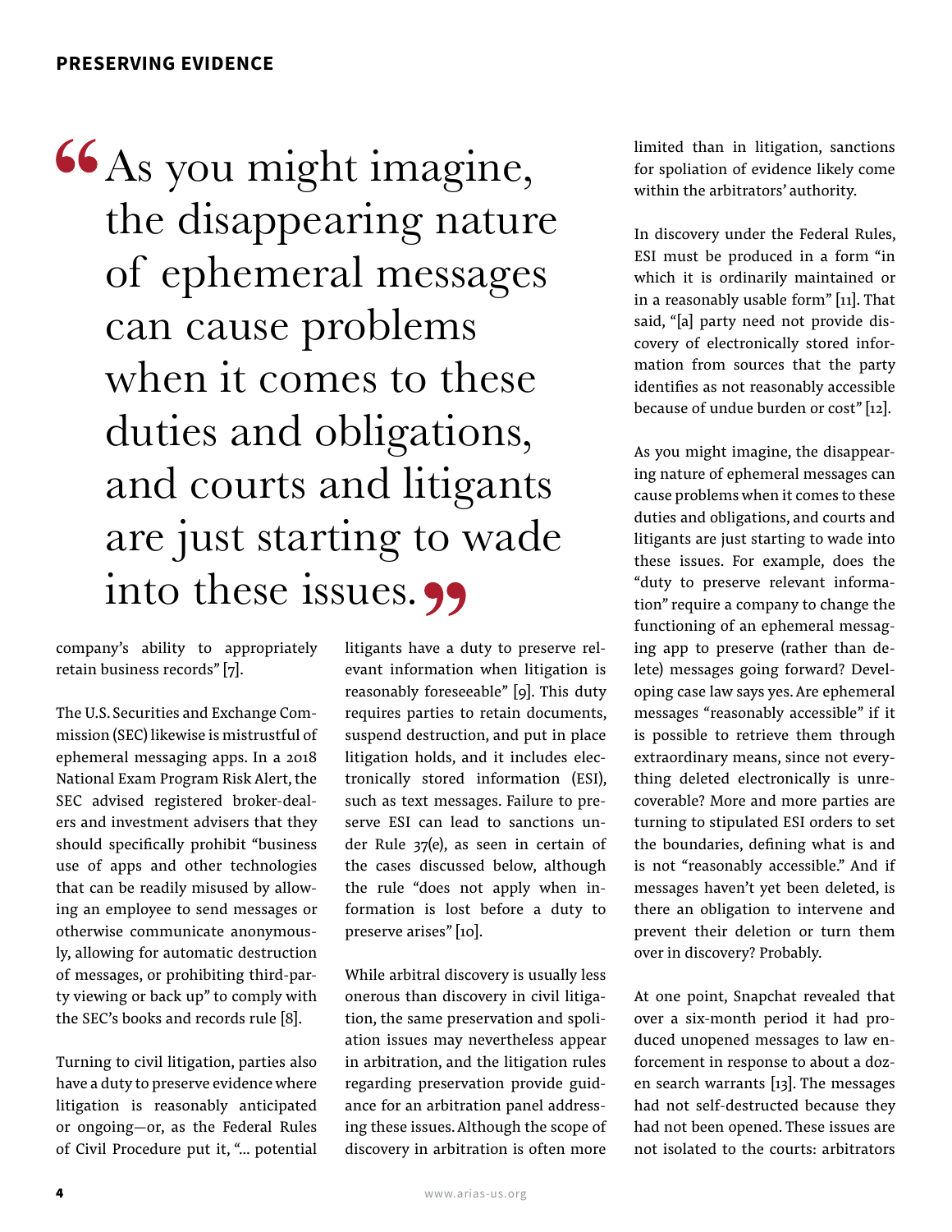> "As you might imagine, the disappearing nature of ephemeral messages can cause problems when it comes to these duties and obligations, and courts and litigants are just starting to wade into these issues."

company's ability to appropriately retain business records" [7].

The U.S. Securities and Exchange Commission (SEC) likewise is mistrustful of ephemeral messaging apps. In a 2018 National Exam Program Risk Alert, the SEC advised registered broker-dealers and investment advisers that they should specifically prohibit "business use of apps and other technologies that can be readily misused by allowing an employee to send messages or otherwise communicate anonymously, allowing for automatic destruction of messages, or prohibiting third-party viewing or back up" to comply with the SEC's books and records rule [8].

Turning to civil litigation, parties also have a duty to preserve evidence where litigation is reasonably anticipated or ongoing—or, as the Federal Rules of Civil Procedure put it, "... potential litigants have a duty to preserve relevant information when litigation is reasonably foreseeable" [9]. This duty requires parties to retain documents, suspend destruction, and put in place litigation holds, and it includes electronically stored information (ESI), such as text messages. Failure to preserve ESI can lead to sanctions under Rule 37(e), as seen in certain of the cases discussed below, although the rule "does not apply when information is lost before a duty to preserve arises" [10].

While arbitral discovery is usually less onerous than discovery in civil litigation, the same preservation and spoliation issues may nevertheless appear in arbitration, and the litigation rules regarding preservation provide guidance for an arbitration panel addressing these issues. Although the scope of discovery in arbitration is often more limited than in litigation, sanctions for spoliation of evidence likely come within the arbitrators' authority.

In discovery under the Federal Rules, ESI must be produced in a form "in which it is ordinarily maintained or in a reasonably usable form" [11]. That said, "[a] party need not provide discovery of electronically stored information from sources that the party identifies as not reasonably accessible because of undue burden or cost" [12].

As you might imagine, the disappearing nature of ephemeral messages can cause problems when it comes to these duties and obligations, and courts and litigants are just starting to wade into these issues. For example, does the "duty to preserve relevant information" require a company to change the functioning of an ephemeral messaging app to preserve (rather than delete) messages going forward? Developing case law says yes. Are ephemeral messages "reasonably accessible" if it is possible to retrieve them through extraordinary means, since not everything deleted electronically is unrecoverable? More and more parties are turning to stipulated ESI orders to set the boundaries, defining what is and is not "reasonably accessible." And if messages haven't yet been deleted, is there an obligation to intervene and prevent their deletion or turn them over in discovery? Probably.

At one point, Snapchat revealed that over a six-month period it had produced unopened messages to law enforcement in response to about a dozen search warrants [13]. The messages had not self-destructed because they had not been opened. These issues are not isolated to the courts: arbitrators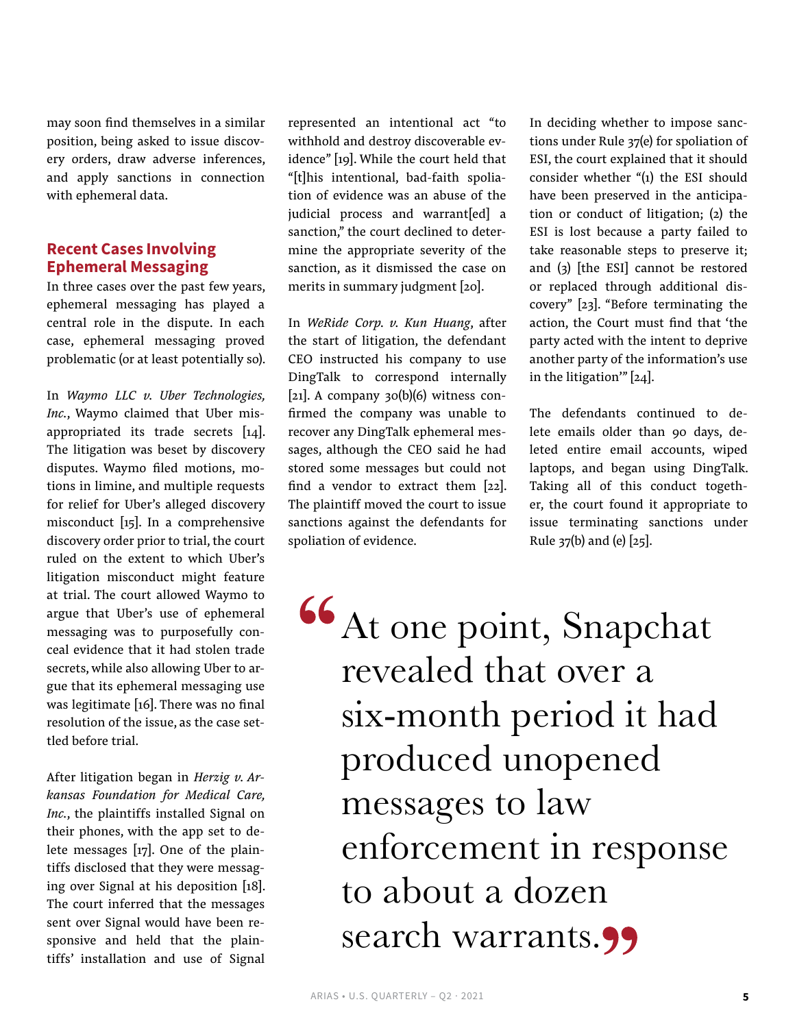may soon find themselves in a similar position, being asked to issue discovery orders, draw adverse inferences, and apply sanctions in connection with ephemeral data.

## Recent Cases Involving Ephemeral Messaging

In three cases over the past few years, ephemeral messaging has played a central role in the dispute. In each case, ephemeral messaging proved problematic (or at least potentially so).

In *Waymo LLC v. Uber Technologies, Inc.*, Waymo claimed that Uber misappropriated its trade secrets [14]. The litigation was beset by discovery disputes. Waymo filed motions, motions in limine, and multiple requests for relief for Uber's alleged discovery misconduct [15]. In a comprehensive discovery order prior to trial, the court ruled on the extent to which Uber's litigation misconduct might feature at trial. The court allowed Waymo to argue that Uber's use of ephemeral messaging was to purposefully conceal evidence that it had stolen trade secrets, while also allowing Uber to argue that its ephemeral messaging use was legitimate [16]. There was no final resolution of the issue, as the case settled before trial.

After litigation began in *Herzig v. Arkansas Foundation for Medical Care, Inc.*, the plaintiffs installed Signal on their phones, with the app set to delete messages [17]. One of the plaintiffs disclosed that they were messaging over Signal at his deposition [18]. The court inferred that the messages sent over Signal would have been responsive and held that the plaintiffs' installation and use of Signal represented an intentional act "to withhold and destroy discoverable evidence" [19]. While the court held that "[t]his intentional, bad-faith spoliation of evidence was an abuse of the judicial process and warrant[ed] a sanction," the court declined to determine the appropriate severity of the sanction, as it dismissed the case on merits in summary judgment [20].

In *WeRide Corp. v. Kun Huang*, after the start of litigation, the defendant CEO instructed his company to use DingTalk to correspond internally [21]. A company 30(b)(6) witness confirmed the company was unable to recover any DingTalk ephemeral messages, although the CEO said he had stored some messages but could not find a vendor to extract them [22]. The plaintiff moved the court to issue sanctions against the defendants for spoliation of evidence.

In deciding whether to impose sanctions under Rule 37(e) for spoliation of ESI, the court explained that it should consider whether "(1) the ESI should have been preserved in the anticipation or conduct of litigation; (2) the ESI is lost because a party failed to take reasonable steps to preserve it; and (3) [the ESI] cannot be restored or replaced through additional discovery" [23]. "Before terminating the action, the Court must find that 'the party acted with the intent to deprive another party of the information's use in the litigation'" [24].

The defendants continued to delete emails older than 90 days, deleted entire email accounts, wiped laptops, and began using DingTalk. Taking all of this conduct together, the court found it appropriate to issue terminating sanctions under Rule 37(b) and (e) [25].

> "At one point, Snapchat revealed that over a six-month period it had produced unopened messages to law enforcement in response to about a dozen search warrants."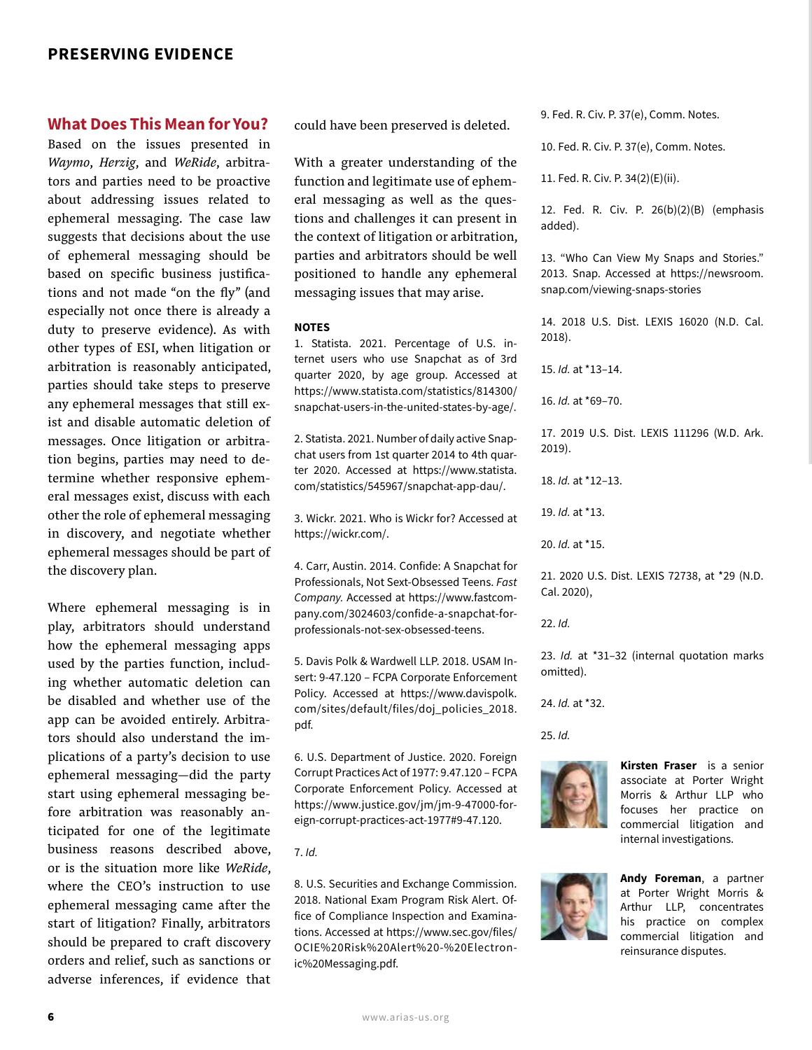## What Does This Mean for You?

Based on the issues presented in *Waymo*, *Herzig*, and *WeRide*, arbitrators and parties need to be proactive about addressing issues related to ephemeral messaging. The case law suggests that decisions about the use of ephemeral messaging should be based on specific business justifications and not made "on the fly" (and especially not once there is already a duty to preserve evidence). As with other types of ESI, when litigation or arbitration is reasonably anticipated, parties should take steps to preserve any ephemeral messages that still exist and disable automatic deletion of messages. Once litigation or arbitration begins, parties may need to determine whether responsive ephemeral messages exist, discuss with each other the role of ephemeral messaging in discovery, and negotiate whether ephemeral messages should be part of the discovery plan.

Where ephemeral messaging is in play, arbitrators should understand how the ephemeral messaging apps used by the parties function, including whether automatic deletion can be disabled and whether use of the app can be avoided entirely. Arbitrators should also understand the implications of a party's decision to use ephemeral messaging—did the party start using ephemeral messaging before arbitration was reasonably anticipated for one of the legitimate business reasons described above, or is the situation more like *WeRide*, where the CEO's instruction to use ephemeral messaging came after the start of litigation? Finally, arbitrators should be prepared to craft discovery orders and relief, such as sanctions or adverse inferences, if evidence that could have been preserved is deleted.

With a greater understanding of the function and legitimate use of ephemeral messaging as well as the questions and challenges it can present in the context of litigation or arbitration, parties and arbitrators should be well positioned to handle any ephemeral messaging issues that may arise.

### NOTES

1. Statista. 2021. Percentage of U.S. internet users who use Snapchat as of 3rd quarter 2020, by age group. Accessed at https://www.statista.com/statistics/814300/snapchat-users-in-the-united-states-by-age/.

2. Statista. 2021. Number of daily active Snapchat users from 1st quarter 2014 to 4th quarter 2020. Accessed at https://www.statista.com/statistics/545967/snapchat-app-dau/.

3. Wickr. 2021. Who is Wickr for? Accessed at https://wickr.com/.

4. Carr, Austin. 2014. Confide: A Snapchat for Professionals, Not Sext-Obsessed Teens. *Fast Company.* Accessed at https://www.fastcompany.com/3024603/confide-a-snapchat-for-professionals-not-sex-obsessed-teens.

5. Davis Polk & Wardwell LLP. 2018. USAM Insert: 9-47.120 – FCPA Corporate Enforcement Policy. Accessed at https://www.davispolk.com/sites/default/files/doj_policies_2018.pdf.

6. U.S. Department of Justice. 2020. Foreign Corrupt Practices Act of 1977: 9.47.120 – FCPA Corporate Enforcement Policy. Accessed at https://www.justice.gov/jm/jm-9-47000-foreign-corrupt-practices-act-1977#9-47.120.

7. *Id.*

8. U.S. Securities and Exchange Commission. 2018. National Exam Program Risk Alert. Office of Compliance Inspection and Examinations. Accessed at https://www.sec.gov/files/OCIE%20Risk%20Alert%20-%20Electronic%20Messaging.pdf.

9. Fed. R. Civ. P. 37(e), Comm. Notes.

10. Fed. R. Civ. P. 37(e), Comm. Notes.

11. Fed. R. Civ. P. 34(2)(E)(ii).

12. Fed. R. Civ. P. 26(b)(2)(B) (emphasis added).

13. "Who Can View My Snaps and Stories." 2013. Snap. Accessed at https://newsroom.snap.com/viewing-snaps-stories

14. 2018 U.S. Dist. LEXIS 16020 (N.D. Cal. 2018).

15. *Id.* at *13–14.

16. *Id.* at *69–70.

17. 2019 U.S. Dist. LEXIS 111296 (W.D. Ark. 2019).

18. *Id.* at *12–13.

19. *Id.* at *13.

20. *Id.* at *15.

21. 2020 U.S. Dist. LEXIS 72738, at *29 (N.D. Cal. 2020),

22. *Id.*

23. *Id.* at *31–32 (internal quotation marks omitted).

24. *Id.* at *32.

25. *Id.*

**Kirsten Fraser** is a senior associate at Porter Wright Morris & Arthur LLP who focuses her practice on commercial litigation and internal investigations.

**Andy Foreman**, a partner at Porter Wright Morris & Arthur LLP, concentrates his practice on complex commercial litigation and reinsurance disputes.